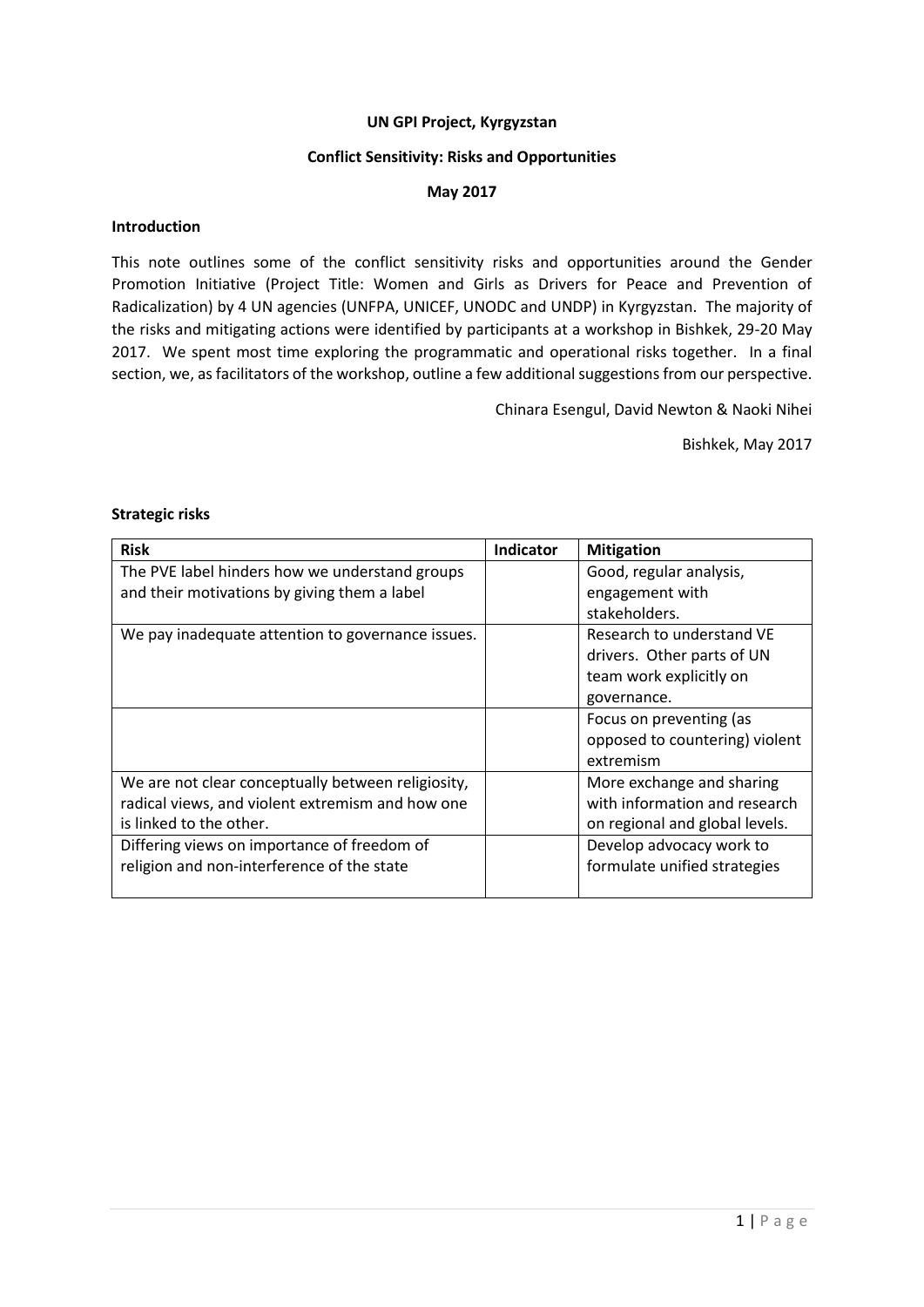**UN GPI Project, Kyrgyzstan**

**Conflict Sensitivity: Risks and Opportunities**

**May 2017**

**Introduction**

This note outlines some of the conflict sensitivity risks and opportunities around the Gender Promotion Initiative (Project Title: Women and Girls as Drivers for Peace and Prevention of Radicalization) by 4 UN agencies (UNFPA, UNICEF, UNODC and UNDP) in Kyrgyzstan. The majority of the risks and mitigating actions were identified by participants at a workshop in Bishkek, 29-20 May 2017. We spent most time exploring the programmatic and operational risks together. In a final section, we, as facilitators of the workshop, outline a few additional suggestions from our perspective.

Chinara Esengul, David Newton & Naoki Nihei

Bishkek, May 2017

**Strategic risks**

| Risk | Indicator | Mitigation |
| --- | --- | --- |
| The PVE label hinders how we understand groups and their motivations by giving them a label | | Good, regular analysis, engagement with stakeholders. |
| We pay inadequate attention to governance issues. | | Research to understand VE drivers. Other parts of UN team work explicitly on governance. |
| | | Focus on preventing (as opposed to countering) violent extremism |
| We are not clear conceptually between religiosity, radical views, and violent extremism and how one is linked to the other. | | More exchange and sharing with information and research on regional and global levels. |
| Differing views on importance of freedom of religion and non-interference of the state | | Develop advocacy work to formulate unified strategies |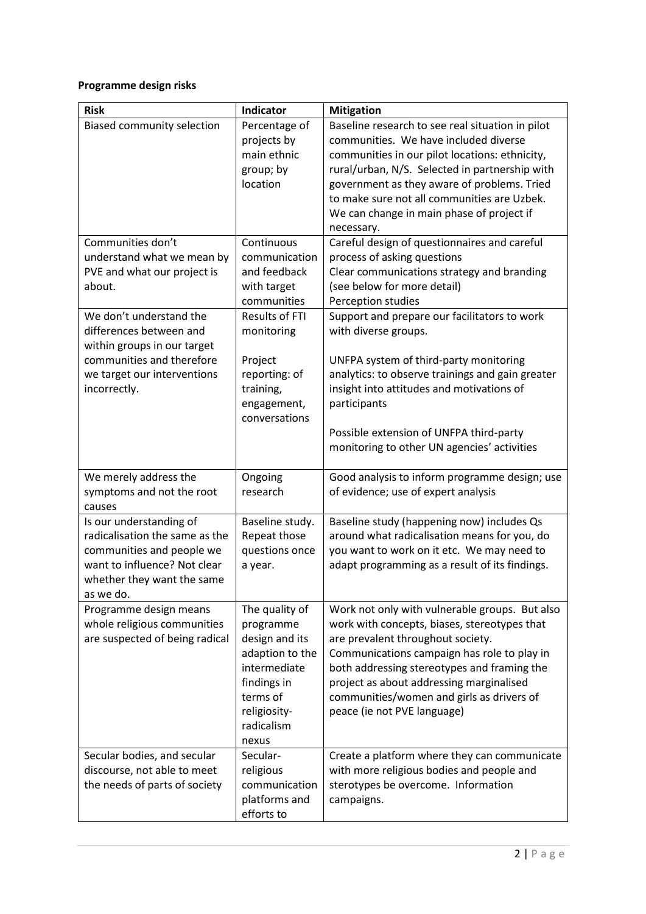**Programme design risks**

| Risk | Indicator | Mitigation |
|---|---|---|
| Biased community selection | Percentage of projects by main ethnic group; by location | Baseline research to see real situation in pilot communities. We have included diverse communities in our pilot locations: ethnicity, rural/urban, N/S. Selected in partnership with government as they aware of problems. Tried to make sure not all communities are Uzbek. We can change in main phase of project if necessary. |
| Communities don't understand what we mean by PVE and what our project is about. | Continuous communication and feedback with target communities | Careful design of questionnaires and careful process of asking questions<br>Clear communications strategy and branding (see below for more detail)<br>Perception studies |
| We don't understand the differences between and within groups in our target communities and therefore we target our interventions incorrectly. | Results of FTI monitoring<br><br>Project reporting: of training, engagement, conversations | Support and prepare our facilitators to work with diverse groups.<br><br>UNFPA system of third-party monitoring analytics: to observe trainings and gain greater insight into attitudes and motivations of participants<br><br>Possible extension of UNFPA third-party monitoring to other UN agencies' activities |
| We merely address the symptoms and not the root causes | Ongoing research | Good analysis to inform programme design; use of evidence; use of expert analysis |
| Is our understanding of radicalisation the same as the communities and people we want to influence? Not clear whether they want the same as we do. | Baseline study. Repeat those questions once a year. | Baseline study (happening now) includes Qs around what radicalisation means for you, do you want to work on it etc. We may need to adapt programming as a result of its findings. |
| Programme design means whole religious communities are suspected of being radical | The quality of programme design and its adaption to the intermediate findings in terms of religiosity-radicalism nexus | Work not only with vulnerable groups. But also work with concepts, biases, stereotypes that are prevalent throughout society.<br>Communications campaign has role to play in both addressing stereotypes and framing the project as about addressing marginalised communities/women and girls as drivers of peace (ie not PVE language) |
| Secular bodies, and secular discourse, not able to meet the needs of parts of society | Secular-religious communication platforms and efforts to | Create a platform where they can communicate with more religious bodies and people and sterotypes be overcome. Information campaigns. |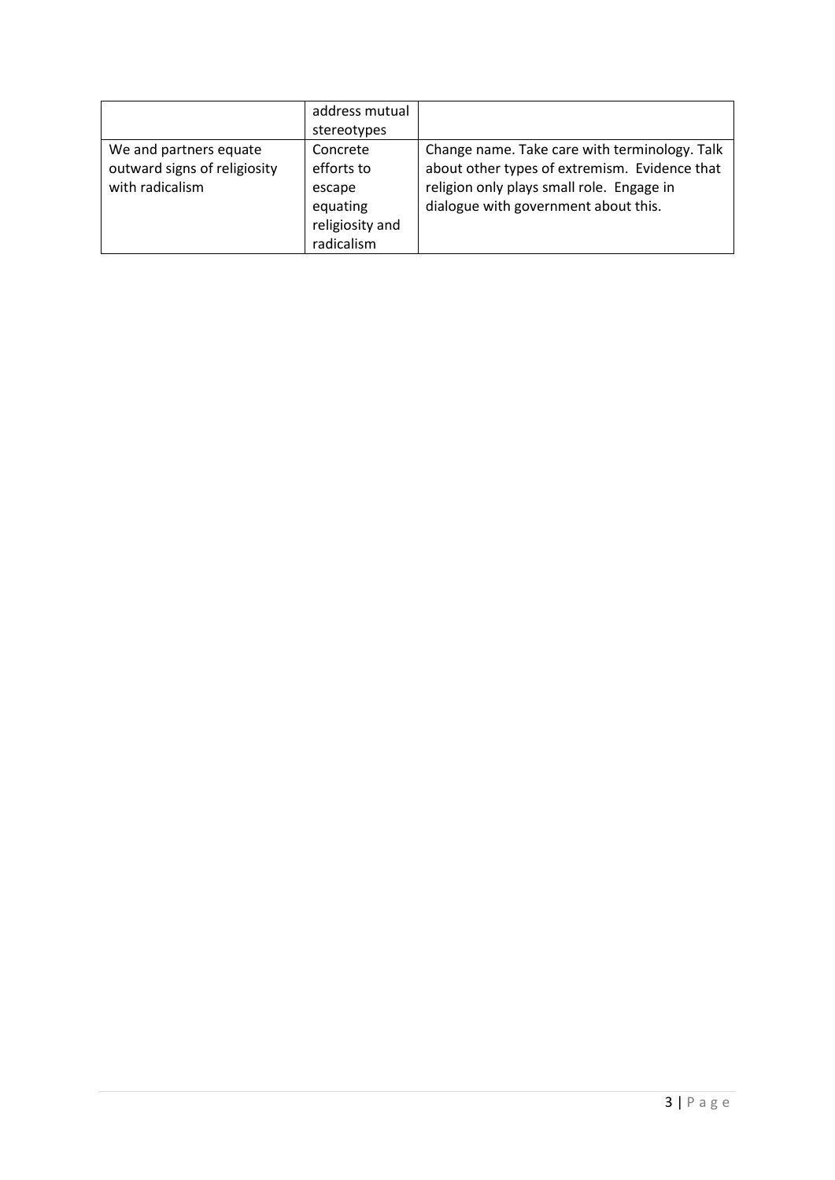| | | |
|---|---|---|
| | address mutual stereotypes | |
| We and partners equate outward signs of religiosity with radicalism | Concrete efforts to escape equating religiosity and radicalism | Change name. Take care with terminology. Talk about other types of extremism. Evidence that religion only plays small role. Engage in dialogue with government about this. |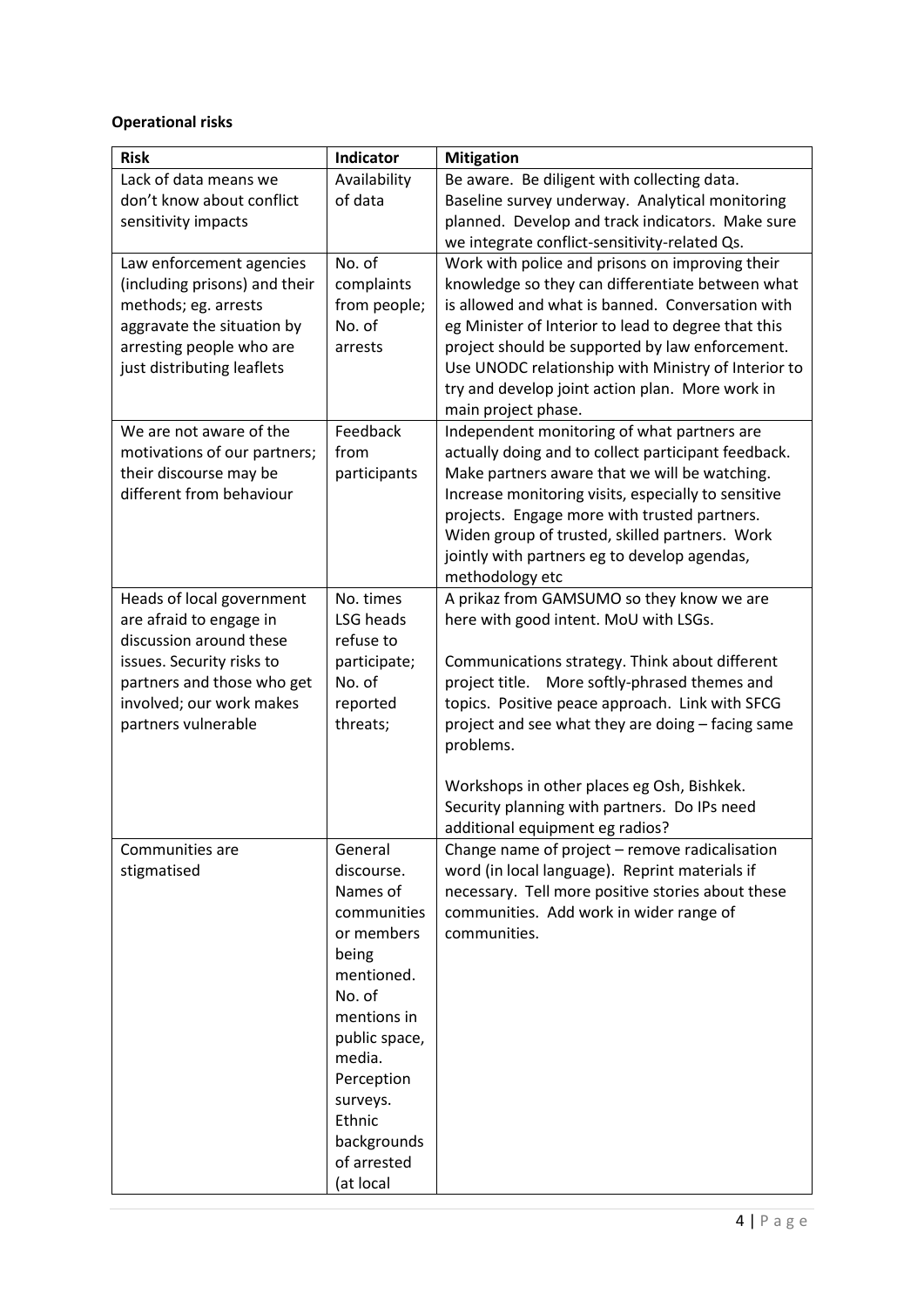**Operational risks**

| Risk | Indicator | Mitigation |
|---|---|---|
| Lack of data means we don't know about conflict sensitivity impacts | Availability of data | Be aware. Be diligent with collecting data. Baseline survey underway. Analytical monitoring planned. Develop and track indicators. Make sure we integrate conflict-sensitivity-related Qs. |
| Law enforcement agencies (including prisons) and their methods; eg. arrests aggravate the situation by arresting people who are just distributing leaflets | No. of complaints from people; No. of arrests | Work with police and prisons on improving their knowledge so they can differentiate between what is allowed and what is banned. Conversation with eg Minister of Interior to lead to degree that this project should be supported by law enforcement. Use UNODC relationship with Ministry of Interior to try and develop joint action plan. More work in main project phase. |
| We are not aware of the motivations of our partners; their discourse may be different from behaviour | Feedback from participants | Independent monitoring of what partners are actually doing and to collect participant feedback. Make partners aware that we will be watching. Increase monitoring visits, especially to sensitive projects. Engage more with trusted partners. Widen group of trusted, skilled partners. Work jointly with partners eg to develop agendas, methodology etc |
| Heads of local government are afraid to engage in discussion around these issues. Security risks to partners and those who get involved; our work makes partners vulnerable | No. times LSG heads refuse to participate; No. of reported threats; | A prikaz from GAMSUMO so they know we are here with good intent. MoU with LSGs.<br><br>Communications strategy. Think about different project title. More softly-phrased themes and topics. Positive peace approach. Link with SFCG project and see what they are doing – facing same problems.<br><br>Workshops in other places eg Osh, Bishkek. Security planning with partners. Do IPs need additional equipment eg radios? |
| Communities are stigmatised | General discourse. Names of communities or members being mentioned. No. of mentions in public space, media. Perception surveys. Ethnic backgrounds of arrested (at local | Change name of project – remove radicalisation word (in local language). Reprint materials if necessary. Tell more positive stories about these communities. Add work in wider range of communities. |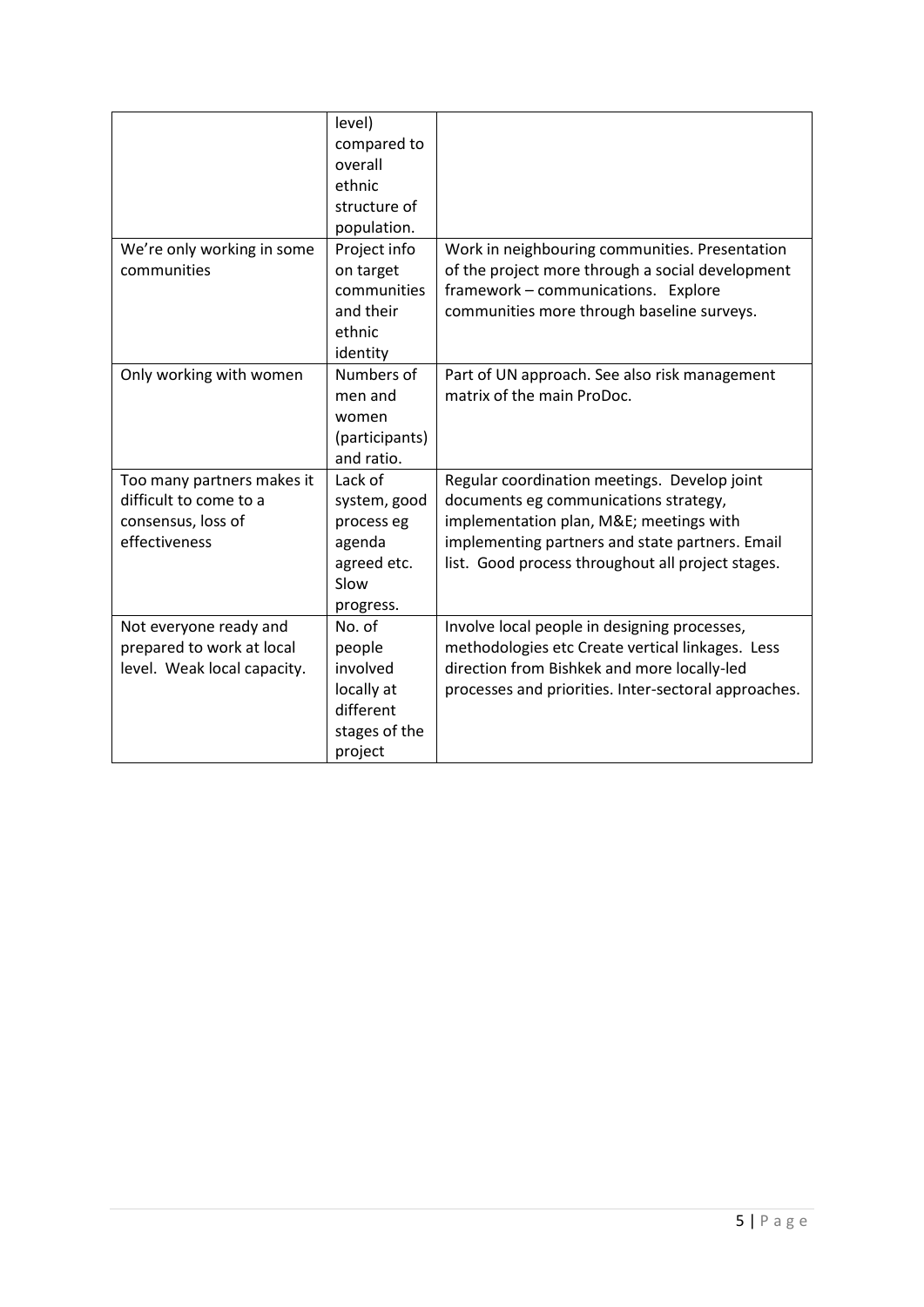| | | |
|---|---|---|
| | level) compared to overall ethnic structure of population. | |
| We're only working in some communities | Project info on target communities and their ethnic identity | Work in neighbouring communities. Presentation of the project more through a social development framework – communications. Explore communities more through baseline surveys. |
| Only working with women | Numbers of men and women (participants) and ratio. | Part of UN approach. See also risk management matrix of the main ProDoc. |
| Too many partners makes it difficult to come to a consensus, loss of effectiveness | Lack of system, good process eg agenda agreed etc. Slow progress. | Regular coordination meetings. Develop joint documents eg communications strategy, implementation plan, M&E; meetings with implementing partners and state partners. Email list. Good process throughout all project stages. |
| Not everyone ready and prepared to work at local level. Weak local capacity. | No. of people involved locally at different stages of the project | Involve local people in designing processes, methodologies etc Create vertical linkages. Less direction from Bishkek and more locally-led processes and priorities. Inter-sectoral approaches. |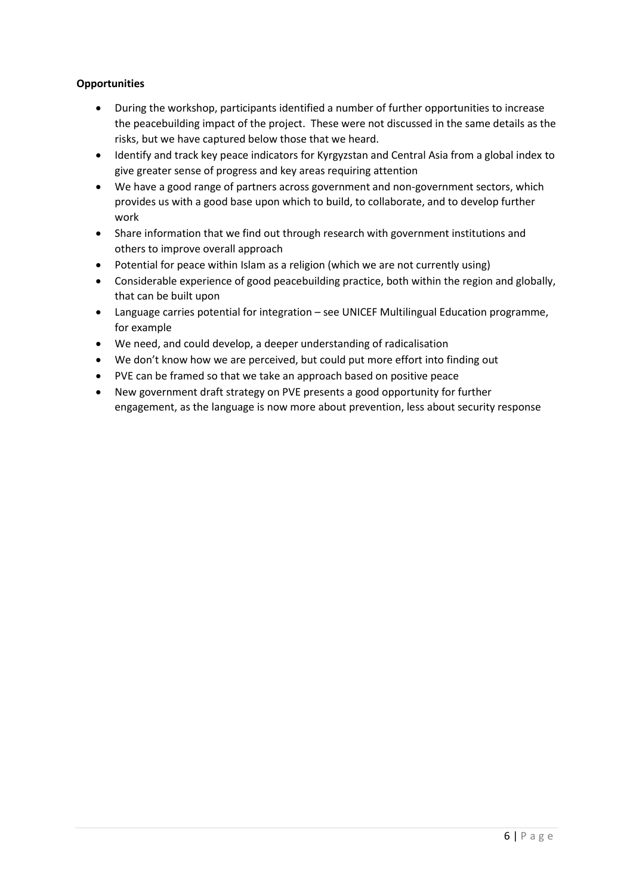**Opportunities**

- During the workshop, participants identified a number of further opportunities to increase the peacebuilding impact of the project. These were not discussed in the same details as the risks, but we have captured below those that we heard.
- Identify and track key peace indicators for Kyrgyzstan and Central Asia from a global index to give greater sense of progress and key areas requiring attention
- We have a good range of partners across government and non-government sectors, which provides us with a good base upon which to build, to collaborate, and to develop further work
- Share information that we find out through research with government institutions and others to improve overall approach
- Potential for peace within Islam as a religion (which we are not currently using)
- Considerable experience of good peacebuilding practice, both within the region and globally, that can be built upon
- Language carries potential for integration – see UNICEF Multilingual Education programme, for example
- We need, and could develop, a deeper understanding of radicalisation
- We don't know how we are perceived, but could put more effort into finding out
- PVE can be framed so that we take an approach based on positive peace
- New government draft strategy on PVE presents a good opportunity for further engagement, as the language is now more about prevention, less about security response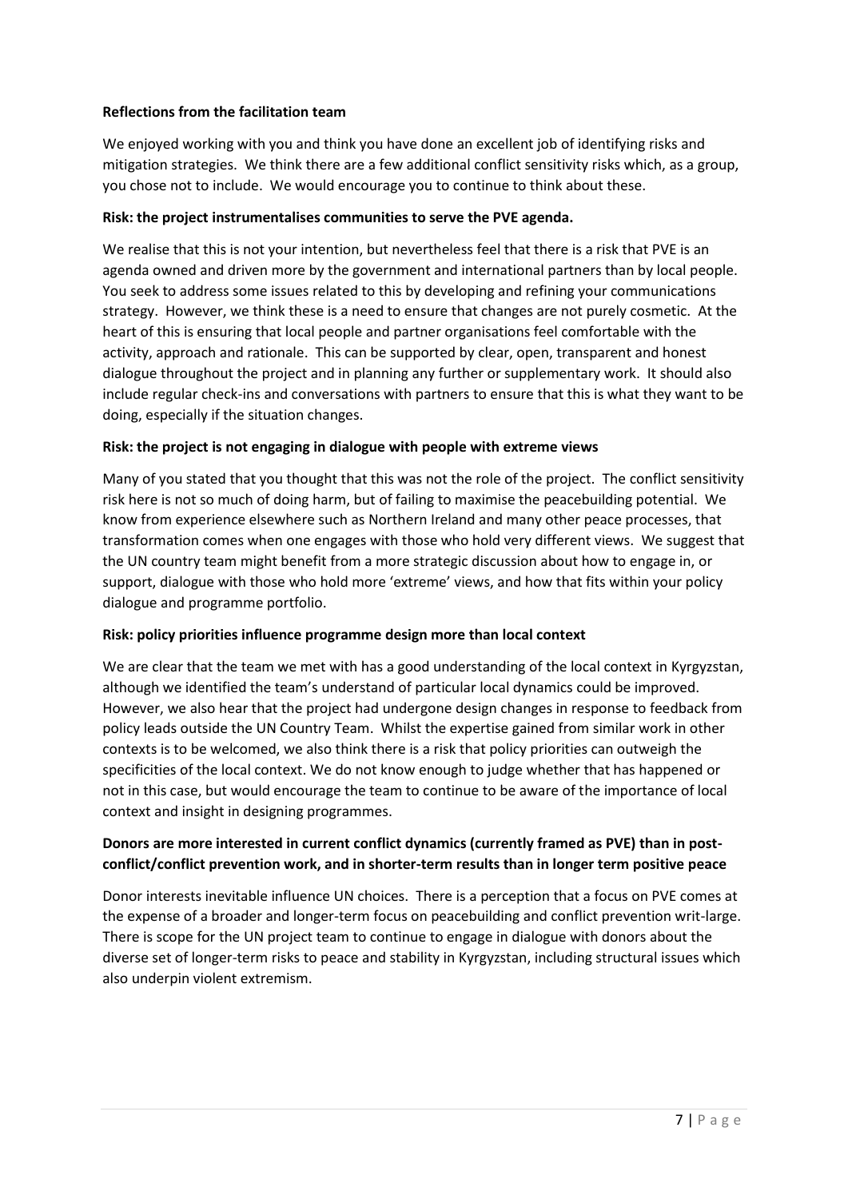**Reflections from the facilitation team**

We enjoyed working with you and think you have done an excellent job of identifying risks and mitigation strategies. We think there are a few additional conflict sensitivity risks which, as a group, you chose not to include. We would encourage you to continue to think about these.

**Risk: the project instrumentalises communities to serve the PVE agenda.**

We realise that this is not your intention, but nevertheless feel that there is a risk that PVE is an agenda owned and driven more by the government and international partners than by local people. You seek to address some issues related to this by developing and refining your communications strategy. However, we think these is a need to ensure that changes are not purely cosmetic. At the heart of this is ensuring that local people and partner organisations feel comfortable with the activity, approach and rationale. This can be supported by clear, open, transparent and honest dialogue throughout the project and in planning any further or supplementary work. It should also include regular check-ins and conversations with partners to ensure that this is what they want to be doing, especially if the situation changes.

**Risk: the project is not engaging in dialogue with people with extreme views**

Many of you stated that you thought that this was not the role of the project. The conflict sensitivity risk here is not so much of doing harm, but of failing to maximise the peacebuilding potential. We know from experience elsewhere such as Northern Ireland and many other peace processes, that transformation comes when one engages with those who hold very different views. We suggest that the UN country team might benefit from a more strategic discussion about how to engage in, or support, dialogue with those who hold more 'extreme' views, and how that fits within your policy dialogue and programme portfolio.

**Risk: policy priorities influence programme design more than local context**

We are clear that the team we met with has a good understanding of the local context in Kyrgyzstan, although we identified the team's understand of particular local dynamics could be improved. However, we also hear that the project had undergone design changes in response to feedback from policy leads outside the UN Country Team. Whilst the expertise gained from similar work in other contexts is to be welcomed, we also think there is a risk that policy priorities can outweigh the specificities of the local context. We do not know enough to judge whether that has happened or not in this case, but would encourage the team to continue to be aware of the importance of local context and insight in designing programmes.

**Donors are more interested in current conflict dynamics (currently framed as PVE) than in post-conflict/conflict prevention work, and in shorter-term results than in longer term positive peace**

Donor interests inevitable influence UN choices. There is a perception that a focus on PVE comes at the expense of a broader and longer-term focus on peacebuilding and conflict prevention writ-large. There is scope for the UN project team to continue to engage in dialogue with donors about the diverse set of longer-term risks to peace and stability in Kyrgyzstan, including structural issues which also underpin violent extremism.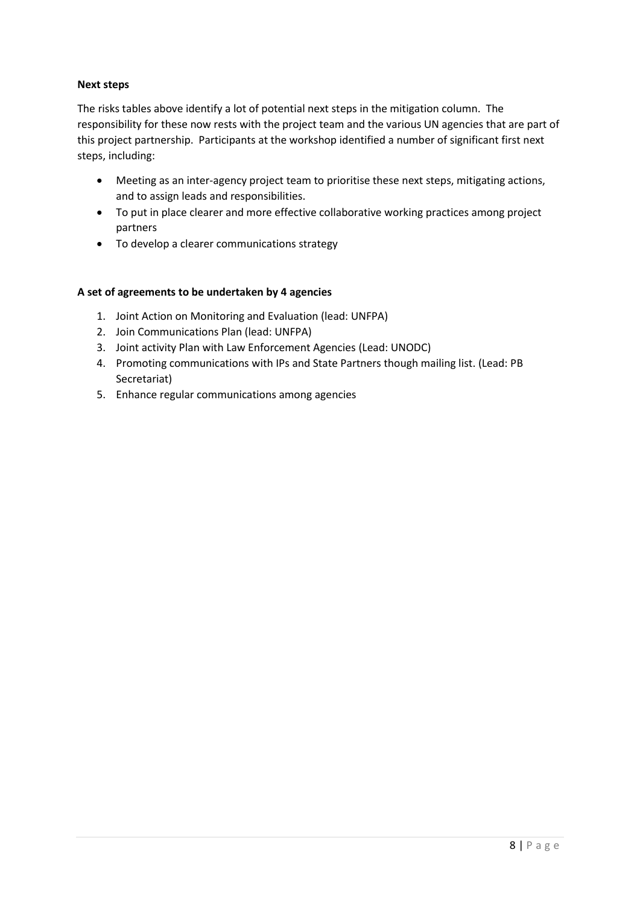**Next steps**

The risks tables above identify a lot of potential next steps in the mitigation column. The responsibility for these now rests with the project team and the various UN agencies that are part of this project partnership. Participants at the workshop identified a number of significant first next steps, including:

- Meeting as an inter-agency project team to prioritise these next steps, mitigating actions, and to assign leads and responsibilities.
- To put in place clearer and more effective collaborative working practices among project partners
- To develop a clearer communications strategy

**A set of agreements to be undertaken by 4 agencies**

1. Joint Action on Monitoring and Evaluation (lead: UNFPA)
2. Join Communications Plan (lead: UNFPA)
3. Joint activity Plan with Law Enforcement Agencies (Lead: UNODC)
4. Promoting communications with IPs and State Partners though mailing list. (Lead: PB Secretariat)
5. Enhance regular communications among agencies